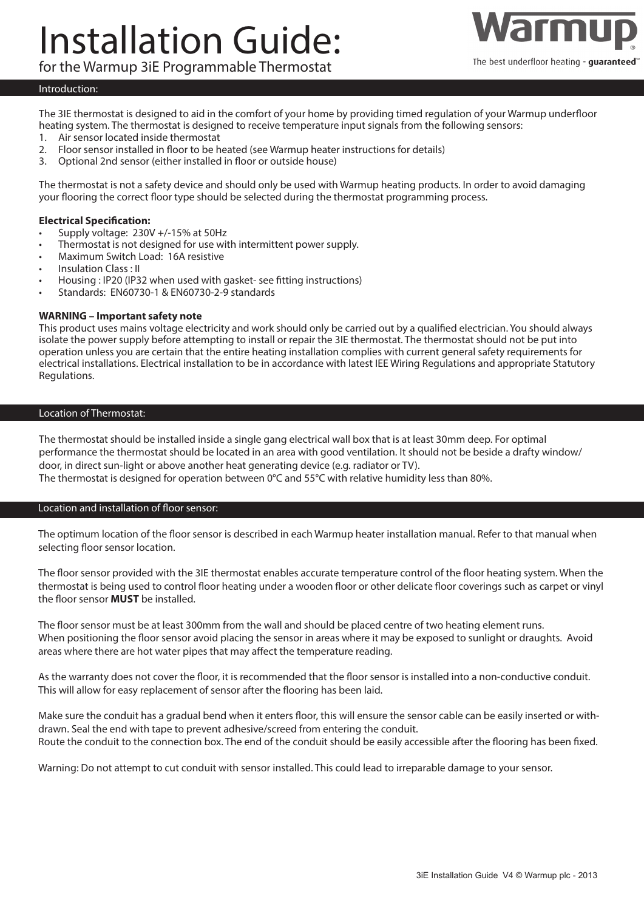# Installation Guide:

for the Warmup 3iE Programmable Thermostat

Warmup

The best underfloor heating - **guaranteed**™

## Introduction:

The 3IE thermostat is designed to aid in the comfort of your home by providing timed regulation of your Warmup underfloor heating system. The thermostat is designed to receive temperature input signals from the following sensors:

1. Air sensor located inside thermostat
2. Floor sensor installed in floor to be heated (see Warmup heater instructions for details)
3. Optional 2nd sensor (either installed in floor or outside house)

The thermostat is not a safety device and should only be used with Warmup heating products. In order to avoid damaging your flooring the correct floor type should be selected during the thermostat programming process.

**Electrical Specification:**

- Supply voltage: 230V +/-15% at 50Hz
- Thermostat is not designed for use with intermittent power supply.
- Maximum Switch Load: 16A resistive
- Insulation Class : II
- Housing : IP20 (IP32 when used with gasket- see fitting instructions)
- Standards: EN60730-1 & EN60730-2-9 standards

**WARNING – Important safety note**

This product uses mains voltage electricity and work should only be carried out by a qualified electrician. You should always isolate the power supply before attempting to install or repair the 3IE thermostat. The thermostat should not be put into operation unless you are certain that the entire heating installation complies with current general safety requirements for electrical installations. Electrical installation to be in accordance with latest IEE Wiring Regulations and appropriate Statutory Regulations.

## Location of Thermostat:

The thermostat should be installed inside a single gang electrical wall box that is at least 30mm deep. For optimal performance the thermostat should be located in an area with good ventilation. It should not be beside a drafty window/door, in direct sun-light or above another heat generating device (e.g. radiator or TV).
The thermostat is designed for operation between 0°C and 55°C with relative humidity less than 80%.

## Location and installation of floor sensor:

The optimum location of the floor sensor is described in each Warmup heater installation manual. Refer to that manual when selecting floor sensor location.

The floor sensor provided with the 3IE thermostat enables accurate temperature control of the floor heating system. When the thermostat is being used to control floor heating under a wooden floor or other delicate floor coverings such as carpet or vinyl the floor sensor **MUST** be installed.

The floor sensor must be at least 300mm from the wall and should be placed centre of two heating element runs.
When positioning the floor sensor avoid placing the sensor in areas where it may be exposed to sunlight or draughts. Avoid areas where there are hot water pipes that may affect the temperature reading.

As the warranty does not cover the floor, it is recommended that the floor sensor is installed into a non-conductive conduit. This will allow for easy replacement of sensor after the flooring has been laid.

Make sure the conduit has a gradual bend when it enters floor, this will ensure the sensor cable can be easily inserted or with-drawn. Seal the end with tape to prevent adhesive/screed from entering the conduit.
Route the conduit to the connection box. The end of the conduit should be easily accessible after the flooring has been fixed.

Warning: Do not attempt to cut conduit with sensor installed. This could lead to irreparable damage to your sensor.

3iE Installation Guide V4 © Warmup plc - 2013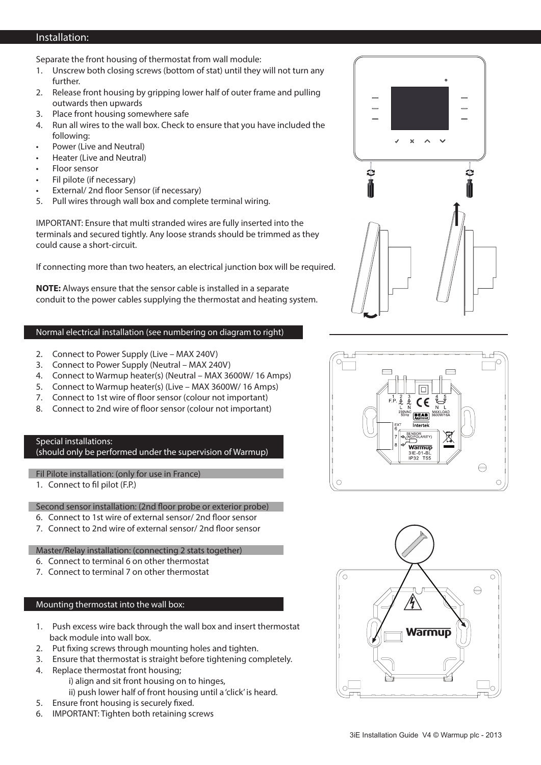## Installation:

Separate the front housing of thermostat from wall module:

1. Unscrew both closing screws (bottom of stat) until they will not turn any further.
2. Release front housing by gripping lower half of outer frame and pulling outwards then upwards
3. Place front housing somewhere safe
4. Run all wires to the wall box. Check to ensure that you have included the following:
   - Power (Live and Neutral)
   - Heater (Live and Neutral)
   - Floor sensor
   - Fil pilote (if necessary)
   - External/ 2nd floor Sensor (if necessary)
5. Pull wires through wall box and complete terminal wiring.

IMPORTANT: Ensure that multi stranded wires are fully inserted into the terminals and secured tightly. Any loose strands should be trimmed as they could cause a short-circuit.

If connecting more than two heaters, an electrical junction box will be required.

**NOTE:** Always ensure that the sensor cable is installed in a separate conduit to the power cables supplying the thermostat and heating system.

### Normal electrical installation (see numbering on diagram to right)

2. Connect to Power Supply (Live – MAX 240V)
3. Connect to Power Supply (Neutral – MAX 240V)
4. Connect to Warmup heater(s) (Neutral – MAX 3600W/ 16 Amps)
5. Connect to Warmup heater(s) (Live – MAX 3600W/ 16 Amps)
7. Connect to 1st wire of floor sensor (colour not important)
8. Connect to 2nd wire of floor sensor (colour not important)

### Special installations:
(should only be performed under the supervision of Warmup)

#### Fil Pilote installation: (only for use in France)

1. Connect to fil pilot (F.P.)

#### Second sensor installation: (2nd floor probe or exterior probe)

6. Connect to 1st wire of external sensor/ 2nd floor sensor
7. Connect to 2nd wire of external sensor/ 2nd floor sensor

#### Master/Relay installation: (connecting 2 stats together)

6. Connect to terminal 6 on other thermostat
7. Connect to terminal 7 on other thermostat

### Mounting thermostat into the wall box:

1. Push excess wire back through the wall box and insert thermostat back module into wall box.
2. Put fixing screws through mounting holes and tighten.
3. Ensure that thermostat is straight before tightening completely.
4. Replace thermostat front housing;
   i) align and sit front housing on to hinges,
   ii) push lower half of front housing until a 'click' is heard.
5. Ensure front housing is securely fixed.
6. IMPORTANT: Tighten both retaining screws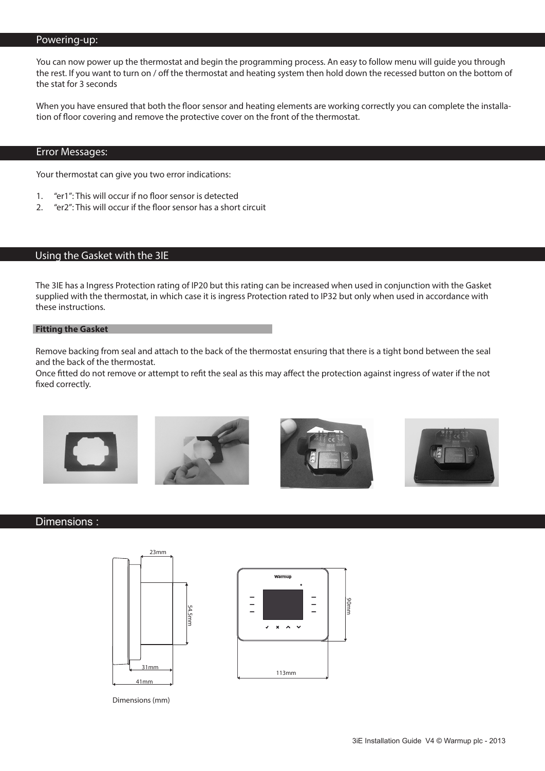## Powering-up:

You can now power up the thermostat and begin the programming process. An easy to follow menu will guide you through the rest. If you want to turn on / off the thermostat and heating system then hold down the recessed button on the bottom of the stat for 3 seconds

When you have ensured that both the floor sensor and heating elements are working correctly you can complete the installation of floor covering and remove the protective cover on the front of the thermostat.

## Error Messages:

Your thermostat can give you two error indications:

1. "er1": This will occur if no floor sensor is detected
2. "er2": This will occur if the floor sensor has a short circuit

## Using the Gasket with the 3IE

The 3IE has a Ingress Protection rating of IP20 but this rating can be increased when used in conjunction with the Gasket supplied with the thermostat, in which case it is ingress Protection rated to IP32 but only when used in accordance with these instructions.

### Fitting the Gasket

Remove backing from seal and attach to the back of the thermostat ensuring that there is a tight bond between the seal and the back of the thermostat.
Once fitted do not remove or attempt to refit the seal as this may affect the protection against ingress of water if the not fixed correctly.

## Dimensions :

23mm

54.5mm

31mm

41mm

Warmup

90mm

113mm

Dimensions (mm)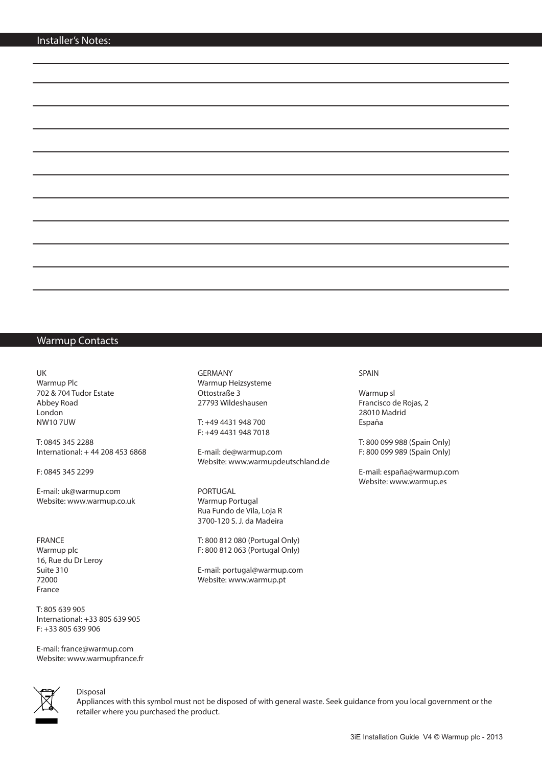## Installer's Notes:

## Warmup Contacts

UK
Warmup Plc
702 & 704 Tudor Estate
Abbey Road
London
NW10 7UW

T: 0845 345 2288
International: + 44 208 453 6868

F: 0845 345 2299

E-mail: uk@warmup.com
Website: www.warmup.co.uk

FRANCE
Warmup plc
16, Rue du Dr Leroy
Suite 310
72000
France

T: 805 639 905
International: +33 805 639 905
F: +33 805 639 906

E-mail: france@warmup.com
Website: www.warmupfrance.fr

GERMANY
Warmup Heizsysteme
Ottostraße 3
27793 Wildeshausen

T: +49 4431 948 700
F: +49 4431 948 7018

E-mail: de@warmup.com
Website: www.warmupdeutschland.de

PORTUGAL
Warmup Portugal
Rua Fundo de Vila, Loja R
3700-120 S. J. da Madeira

T: 800 812 080 (Portugal Only)
F: 800 812 063 (Portugal Only)

E-mail: portugal@warmup.com
Website: www.warmup.pt

SPAIN

Warmup sl
Francisco de Rojas, 2
28010 Madrid
España

T: 800 099 988 (Spain Only)
F: 800 099 989 (Spain Only)

E-mail: españa@warmup.com
Website: www.warmup.es

Disposal
Appliances with this symbol must not be disposed of with general waste. Seek guidance from you local government or the retailer where you purchased the product.

3iE Installation Guide V4 © Warmup plc - 2013